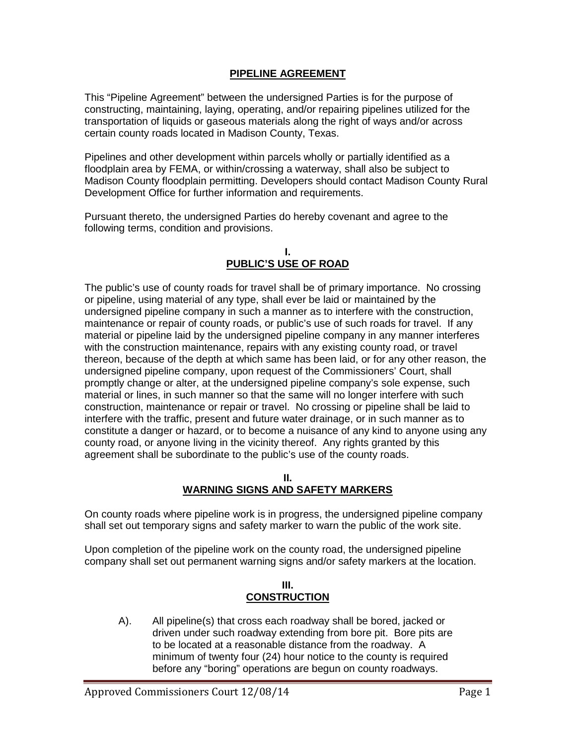# PIPELINE AGREEMENT

This "Pipeline Agreement" between the undersigned Parties is for the purpose of constructing, maintaining, laying, operating, and/or repairing pipelines utilized for the transportation of liquids or gaseous materials along the right of ways and/or across certain county roads located in Madison County, Texas.

Pipelines and other development within parcels wholly or partially identified as a floodplain area by FEMA, or within/crossing a waterway, shall also be subject to Madison County floodplain permitting. Developers should contact Madison County Rural Development Office for further information and requirements.

Pursuant thereto, the undersigned Parties do hereby covenant and agree to the following terms, condition and provisions.

## I.
## PUBLIC'S USE OF ROAD

The public's use of county roads for travel shall be of primary importance. No crossing or pipeline, using material of any type, shall ever be laid or maintained by the undersigned pipeline company in such a manner as to interfere with the construction, maintenance or repair of county roads, or public's use of such roads for travel. If any material or pipeline laid by the undersigned pipeline company in any manner interferes with the construction maintenance, repairs with any existing county road, or travel thereon, because of the depth at which same has been laid, or for any other reason, the undersigned pipeline company, upon request of the Commissioners' Court, shall promptly change or alter, at the undersigned pipeline company's sole expense, such material or lines, in such manner so that the same will no longer interfere with such construction, maintenance or repair or travel. No crossing or pipeline shall be laid to interfere with the traffic, present and future water drainage, or in such manner as to constitute a danger or hazard, or to become a nuisance of any kind to anyone using any county road, or anyone living in the vicinity thereof. Any rights granted by this agreement shall be subordinate to the public's use of the county roads.

## II.
## WARNING SIGNS AND SAFETY MARKERS

On county roads where pipeline work is in progress, the undersigned pipeline company shall set out temporary signs and safety marker to warn the public of the work site.

Upon completion of the pipeline work on the county road, the undersigned pipeline company shall set out permanent warning signs and/or safety markers at the location.

## III.
## CONSTRUCTION

A). All pipeline(s) that cross each roadway shall be bored, jacked or driven under such roadway extending from bore pit. Bore pits are to be located at a reasonable distance from the roadway. A minimum of twenty four (24) hour notice to the county is required before any "boring" operations are begun on county roadways.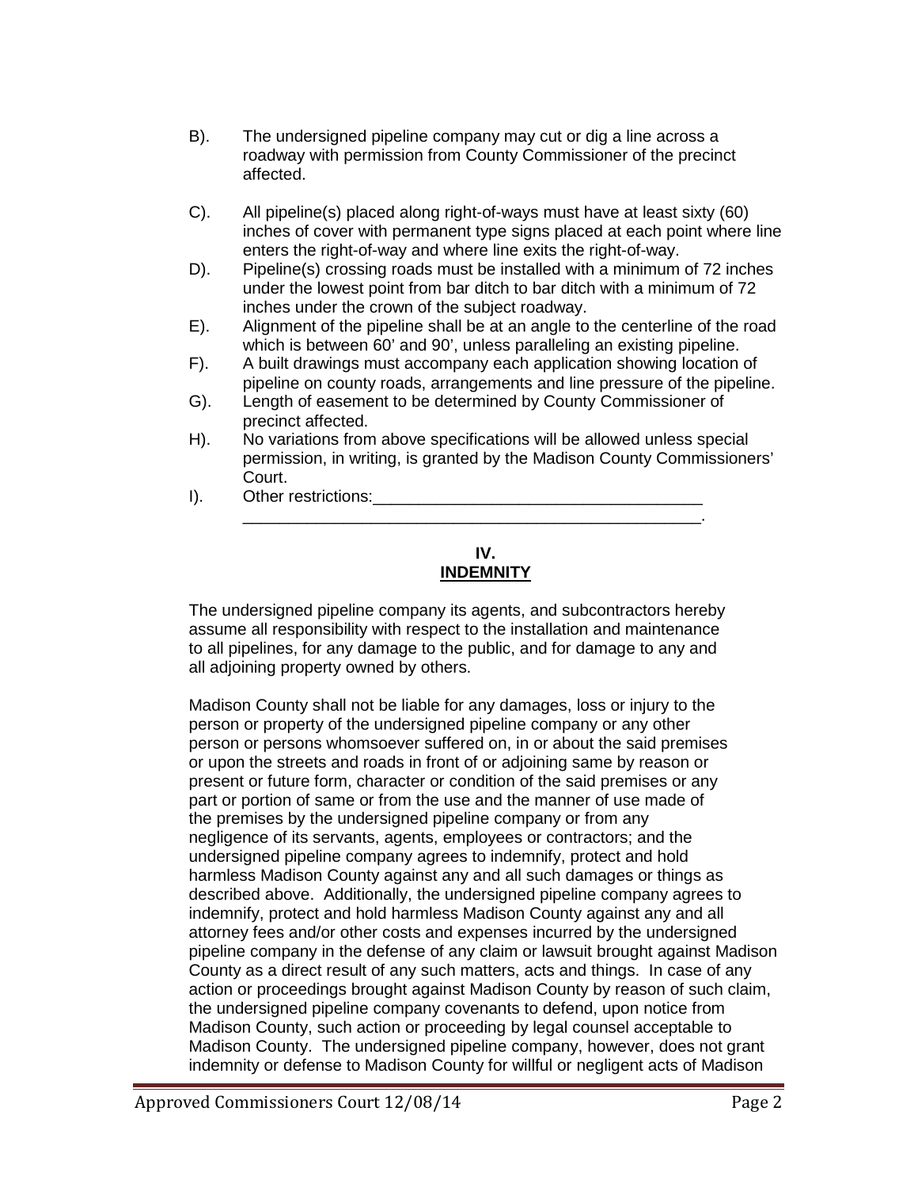B). The undersigned pipeline company may cut or dig a line across a roadway with permission from County Commissioner of the precinct affected.

C). All pipeline(s) placed along right-of-ways must have at least sixty (60) inches of cover with permanent type signs placed at each point where line enters the right-of-way and where line exits the right-of-way.

D). Pipeline(s) crossing roads must be installed with a minimum of 72 inches under the lowest point from bar ditch to bar ditch with a minimum of 72 inches under the crown of the subject roadway.

E). Alignment of the pipeline shall be at an angle to the centerline of the road which is between 60' and 90', unless paralleling an existing pipeline.

F). A built drawings must accompany each application showing location of pipeline on county roads, arrangements and line pressure of the pipeline.

G). Length of easement to be determined by County Commissioner of precinct affected.

H). No variations from above specifications will be allowed unless special permission, in writing, is granted by the Madison County Commissioners' Court.

I). Other restrictions:____________________________________
____________________________________________________.

## IV.
## INDEMNITY

The undersigned pipeline company its agents, and subcontractors hereby assume all responsibility with respect to the installation and maintenance to all pipelines, for any damage to the public, and for damage to any and all adjoining property owned by others.

Madison County shall not be liable for any damages, loss or injury to the person or property of the undersigned pipeline company or any other person or persons whomsoever suffered on, in or about the said premises or upon the streets and roads in front of or adjoining same by reason or present or future form, character or condition of the said premises or any part or portion of same or from the use and the manner of use made of the premises by the undersigned pipeline company or from any negligence of its servants, agents, employees or contractors; and the undersigned pipeline company agrees to indemnify, protect and hold harmless Madison County against any and all such damages or things as described above. Additionally, the undersigned pipeline company agrees to indemnify, protect and hold harmless Madison County against any and all attorney fees and/or other costs and expenses incurred by the undersigned pipeline company in the defense of any claim or lawsuit brought against Madison County as a direct result of any such matters, acts and things. In case of any action or proceedings brought against Madison County by reason of such claim, the undersigned pipeline company covenants to defend, upon notice from Madison County, such action or proceeding by legal counsel acceptable to Madison County. The undersigned pipeline company, however, does not grant indemnity or defense to Madison County for willful or negligent acts of Madison

Approved Commissioners Court 12/08/14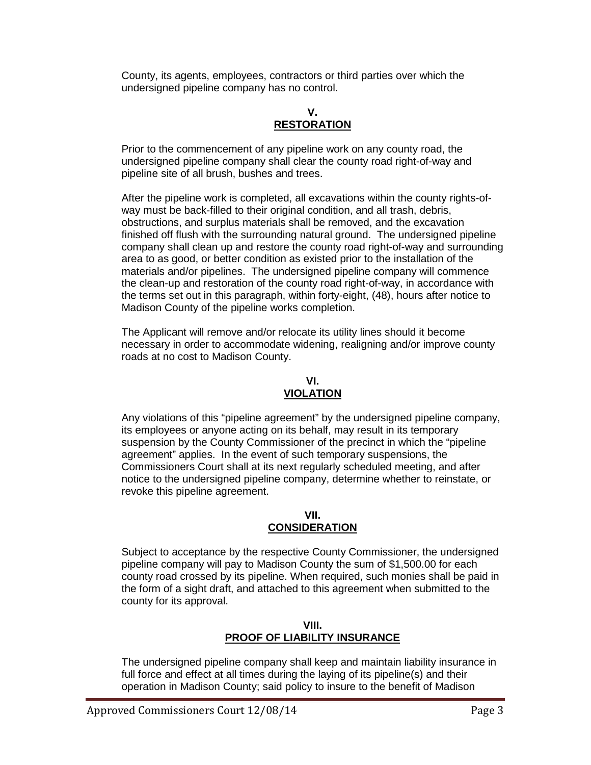County, its agents, employees, contractors or third parties over which the undersigned pipeline company has no control.

## V.
## RESTORATION

Prior to the commencement of any pipeline work on any county road, the undersigned pipeline company shall clear the county road right-of-way and pipeline site of all brush, bushes and trees.

After the pipeline work is completed, all excavations within the county rights-of-way must be back-filled to their original condition, and all trash, debris, obstructions, and surplus materials shall be removed, and the excavation finished off flush with the surrounding natural ground. The undersigned pipeline company shall clean up and restore the county road right-of-way and surrounding area to as good, or better condition as existed prior to the installation of the materials and/or pipelines. The undersigned pipeline company will commence the clean-up and restoration of the county road right-of-way, in accordance with the terms set out in this paragraph, within forty-eight, (48), hours after notice to Madison County of the pipeline works completion.

The Applicant will remove and/or relocate its utility lines should it become necessary in order to accommodate widening, realigning and/or improve county roads at no cost to Madison County.

## VI.
## VIOLATION

Any violations of this "pipeline agreement" by the undersigned pipeline company, its employees or anyone acting on its behalf, may result in its temporary suspension by the County Commissioner of the precinct in which the "pipeline agreement" applies. In the event of such temporary suspensions, the Commissioners Court shall at its next regularly scheduled meeting, and after notice to the undersigned pipeline company, determine whether to reinstate, or revoke this pipeline agreement.

## VII.
## CONSIDERATION

Subject to acceptance by the respective County Commissioner, the undersigned pipeline company will pay to Madison County the sum of $1,500.00 for each county road crossed by its pipeline. When required, such monies shall be paid in the form of a sight draft, and attached to this agreement when submitted to the county for its approval.

## VIII.
## PROOF OF LIABILITY INSURANCE

The undersigned pipeline company shall keep and maintain liability insurance in full force and effect at all times during the laying of its pipeline(s) and their operation in Madison County; said policy to insure to the benefit of Madison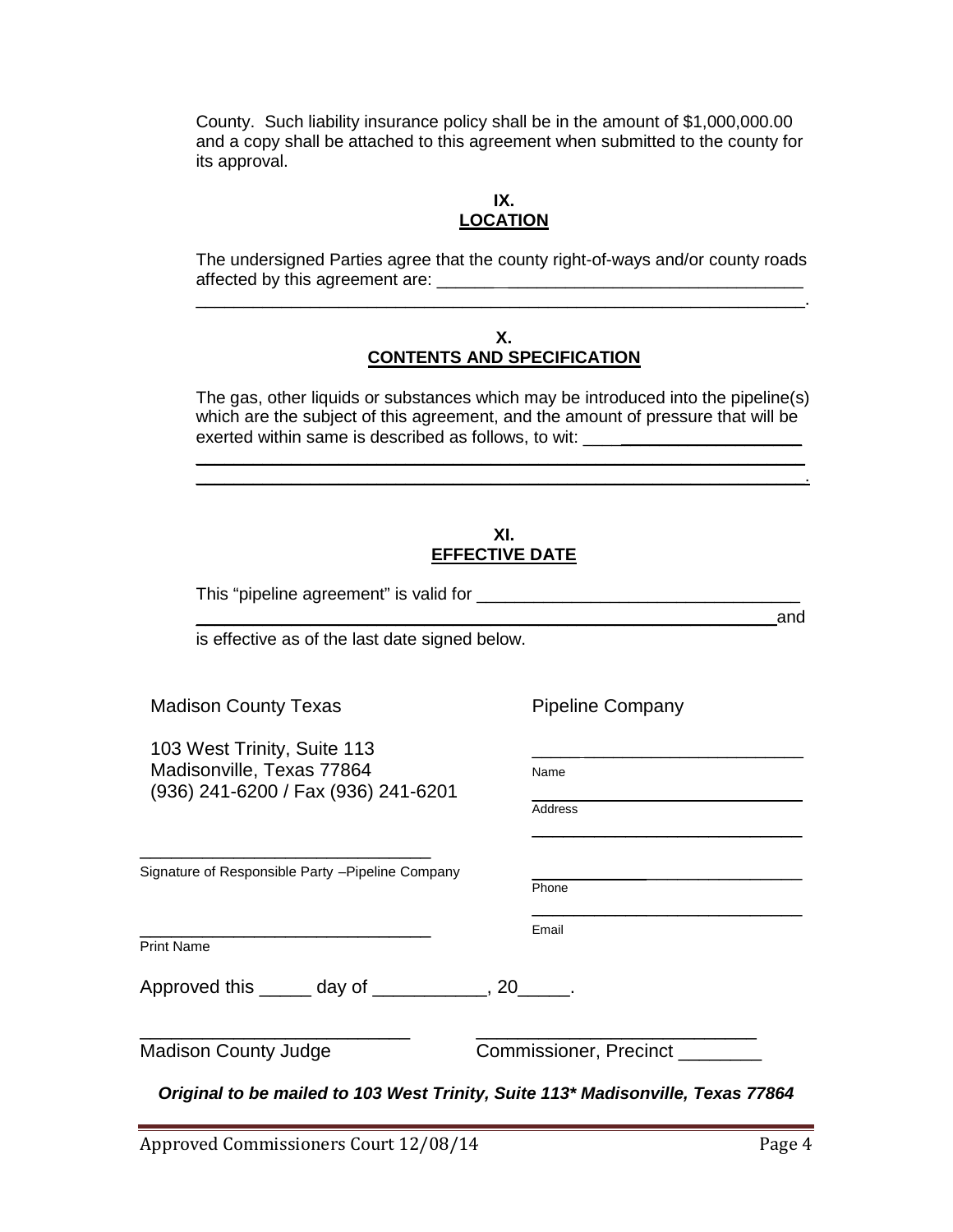County. Such liability insurance policy shall be in the amount of $1,000,000.00 and a copy shall be attached to this agreement when submitted to the county for its approval.

**IX.**
**LOCATION**

The undersigned Parties agree that the county right-of-ways and/or county roads affected by this agreement are: ______________________________________ ______________________________________________________________.

**X.**
**CONTENTS AND SPECIFICATION**

The gas, other liquids or substances which may be introduced into the pipeline(s) which are the subject of this agreement, and the amount of pressure that will be exerted within same is described as follows, to wit: _______________________ ______________________________________________________________ ______________________________________________________________.

**XI.**
**EFFECTIVE DATE**

This "pipeline agreement" is valid for _________________________________ ______________________________________________________________and is effective as of the last date signed below.

Madison County Texas

103 West Trinity, Suite 113
Madisonville, Texas 77864
(936) 241-6200 / Fax (936) 241-6201

_______________________________
Signature of Responsible Party –Pipeline Company

_______________________________
Print Name

Pipeline Company

_______________________________
Name

_______________________________
Address

_______________________________

_______________________________
Phone

_______________________________
Email

Approved this _____ day of ___________, 20_____.

___________________________
Madison County Judge

___________________________
Commissioner, Precinct ________

***Original to be mailed to 103 West Trinity, Suite 113* Madisonville, Texas 77864***

Approved Commissioners Court 12/08/14